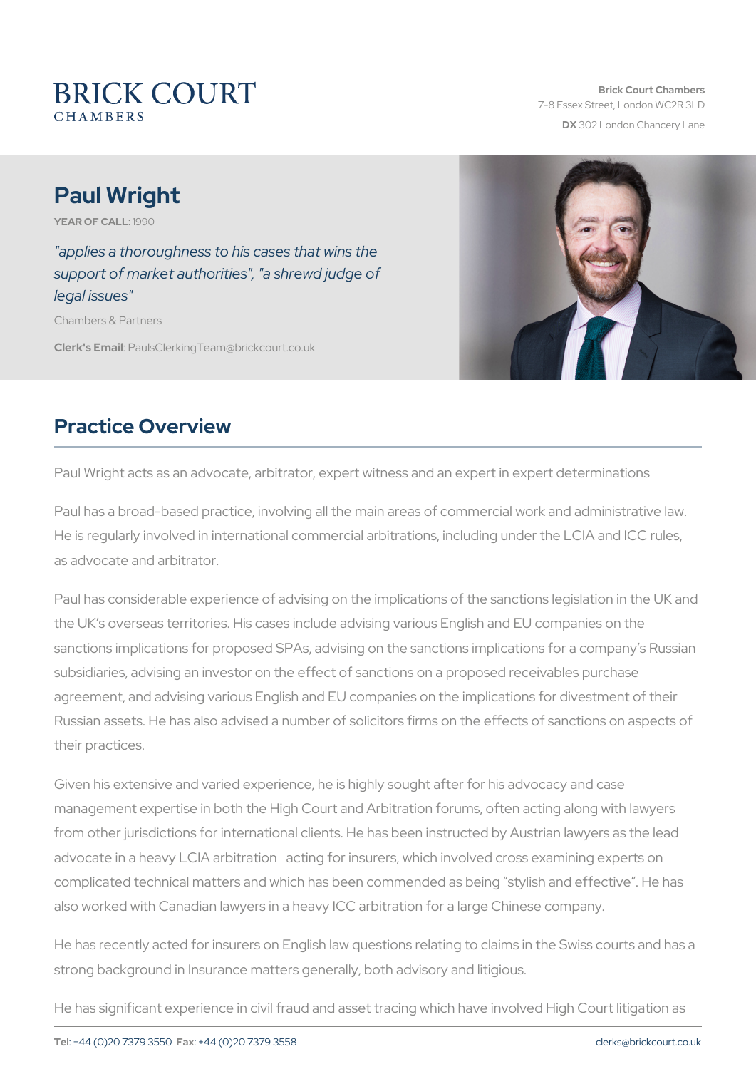BRICK COURT
CHAMBERS

**Brick Court Chambers**
7-8 Essex Street, London WC2R 3LD
**DX** 302 London Chancery Lane

# Paul Wright

**YEAR OF CALL**: 1990

*"applies a thoroughness to his cases that wins the support of market authorities", "a shrewd judge of legal issues"*

Chambers & Partners

**Clerk's Email**: PaulsClerkingTeam@brickcourt.co.uk

## Practice Overview

Paul Wright acts as an advocate, arbitrator, expert witness and an expert in expert determinations

Paul has a broad-based practice, involving all the main areas of commercial work and administrative law. He is regularly involved in international commercial arbitrations, including under the LCIA and ICC rules, as advocate and arbitrator.

Paul has considerable experience of advising on the implications of the sanctions legislation in the UK and the UK's overseas territories. His cases include advising various English and EU companies on the sanctions implications for proposed SPAs, advising on the sanctions implications for a company's Russian subsidiaries, advising an investor on the effect of sanctions on a proposed receivables purchase agreement, and advising various English and EU companies on the implications for divestment of their Russian assets. He has also advised a number of solicitors firms on the effects of sanctions on aspects of their practices.

Given his extensive and varied experience, he is highly sought after for his advocacy and case management expertise in both the High Court and Arbitration forums, often acting along with lawyers from other jurisdictions for international clients. He has been instructed by Austrian lawyers as the lead advocate in a heavy LCIA arbitration acting for insurers, which involved cross examining experts on complicated technical matters and which has been commended as being "stylish and effective". He has also worked with Canadian lawyers in a heavy ICC arbitration for a large Chinese company.

He has recently acted for insurers on English law questions relating to claims in the Swiss courts and has a strong background in Insurance matters generally, both advisory and litigious.

He has significant experience in civil fraud and asset tracing which have involved High Court litigation as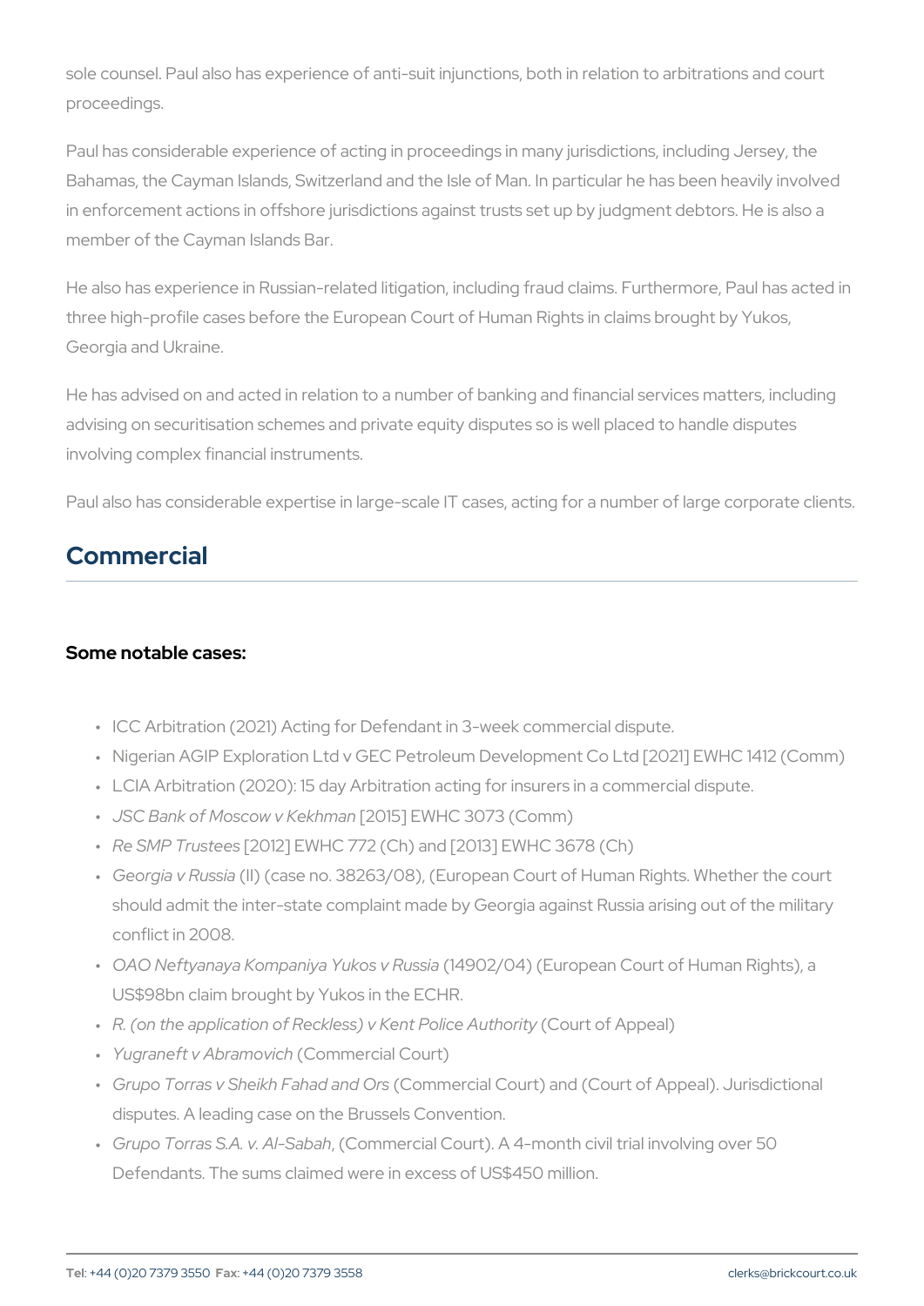sole counsel. Paul also has experience of anti-suit injunctions, both in relation to arbitrations and court proceedings.

Paul has considerable experience of acting in proceedings in many jurisdictions, including Jersey, the Bahamas, the Cayman Islands, Switzerland and the Isle of Man. In particular he has been heavily involved in enforcement actions in offshore jurisdictions against trusts set up by judgment debtors. He is also a member of the Cayman Islands Bar.

He also has experience in Russian-related litigation, including fraud claims. Furthermore, Paul has acted in three high-profile cases before the European Court of Human Rights in claims brought by Yukos, Georgia and Ukraine.

He has advised on and acted in relation to a number of banking and financial services matters, including advising on securitisation schemes and private equity disputes so is well placed to handle disputes involving complex financial instruments.

Paul also has considerable expertise in large-scale IT cases, acting for a number of large corporate clients.

## Commercial

### Some notable cases:

- ICC Arbitration (2021) Acting for Defendant in 3-week commercial dispute.
- Nigerian AGIP Exploration Ltd v GEC Petroleum Development Co Ltd [2021] EWHC 1412 (Comm)
- LCIA Arbitration (2020): 15 day Arbitration acting for insurers in a commercial dispute.
- *JSC Bank of Moscow v Kekhman* [2015] EWHC 3073 (Comm)
- *Re SMP Trustees* [2012] EWHC 772 (Ch) and [2013] EWHC 3678 (Ch)
- *Georgia v Russia* (II) (case no. 38263/08), (European Court of Human Rights. Whether the court should admit the inter-state complaint made by Georgia against Russia arising out of the military conflict in 2008.
- *OAO Neftyanaya Kompaniya Yukos v Russia* (14902/04) (European Court of Human Rights), a US$98bn claim brought by Yukos in the ECHR.
- *R. (on the application of Reckless) v Kent Police Authority* (Court of Appeal)
- *Yugraneft v Abramovich* (Commercial Court)
- *Grupo Torras v Sheikh Fahad and Ors* (Commercial Court) and (Court of Appeal). Jurisdictional disputes. A leading case on the Brussels Convention.
- *Grupo Torras S.A. v. Al-Sabah*, (Commercial Court). A 4-month civil trial involving over 50 Defendants. The sums claimed were in excess of US$450 million.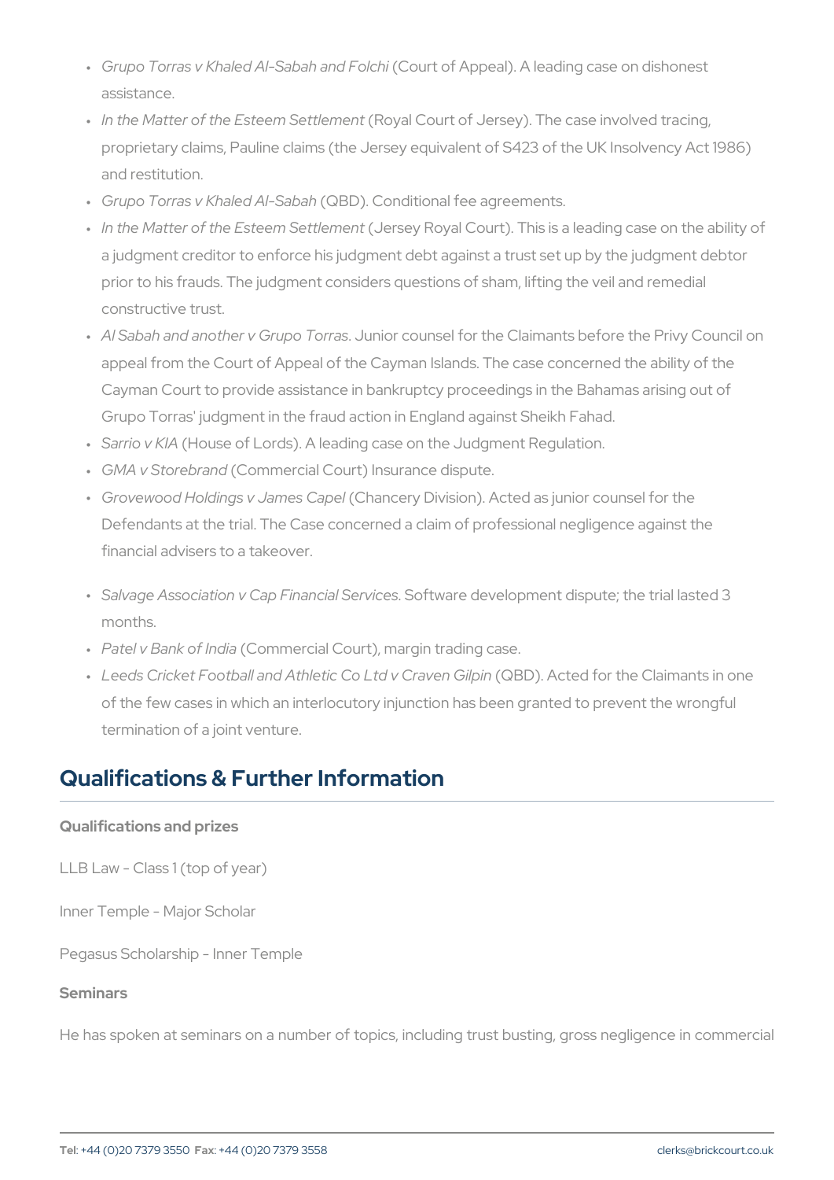- *Grupo Torras v Khaled Al-Sabah and Folchi* (Court of Appeal). A leading case on dishonest assistance.
- *In the Matter of the Esteem Settlement* (Royal Court of Jersey). The case involved tracing, proprietary claims, Pauline claims (the Jersey equivalent of S423 of the UK Insolvency Act 1986) and restitution.
- *Grupo Torras v Khaled Al-Sabah* (QBD). Conditional fee agreements.
- *In the Matter of the Esteem Settlement* (Jersey Royal Court). This is a leading case on the ability of a judgment creditor to enforce his judgment debt against a trust set up by the judgment debtor prior to his frauds. The judgment considers questions of sham, lifting the veil and remedial constructive trust.
- *Al Sabah and another v Grupo Torras*. Junior counsel for the Claimants before the Privy Council on appeal from the Court of Appeal of the Cayman Islands. The case concerned the ability of the Cayman Court to provide assistance in bankruptcy proceedings in the Bahamas arising out of Grupo Torras' judgment in the fraud action in England against Sheikh Fahad.
- *Sarrio v KIA* (House of Lords). A leading case on the Judgment Regulation.
- *GMA v Storebrand* (Commercial Court) Insurance dispute.
- *Grovewood Holdings v James Capel* (Chancery Division). Acted as junior counsel for the Defendants at the trial. The Case concerned a claim of professional negligence against the financial advisers to a takeover.
- *Salvage Association v Cap Financial Services*. Software development dispute; the trial lasted 3 months.
- *Patel v Bank of India* (Commercial Court), margin trading case.
- *Leeds Cricket Football and Athletic Co Ltd v Craven Gilpin* (QBD). Acted for the Claimants in one of the few cases in which an interlocutory injunction has been granted to prevent the wrongful termination of a joint venture.

## Qualifications & Further Information

**Qualifications and prizes**

LLB Law - Class 1 (top of year)

Inner Temple - Major Scholar

Pegasus Scholarship - Inner Temple

**Seminars**

He has spoken at seminars on a number of topics, including trust busting, gross negligence in commercial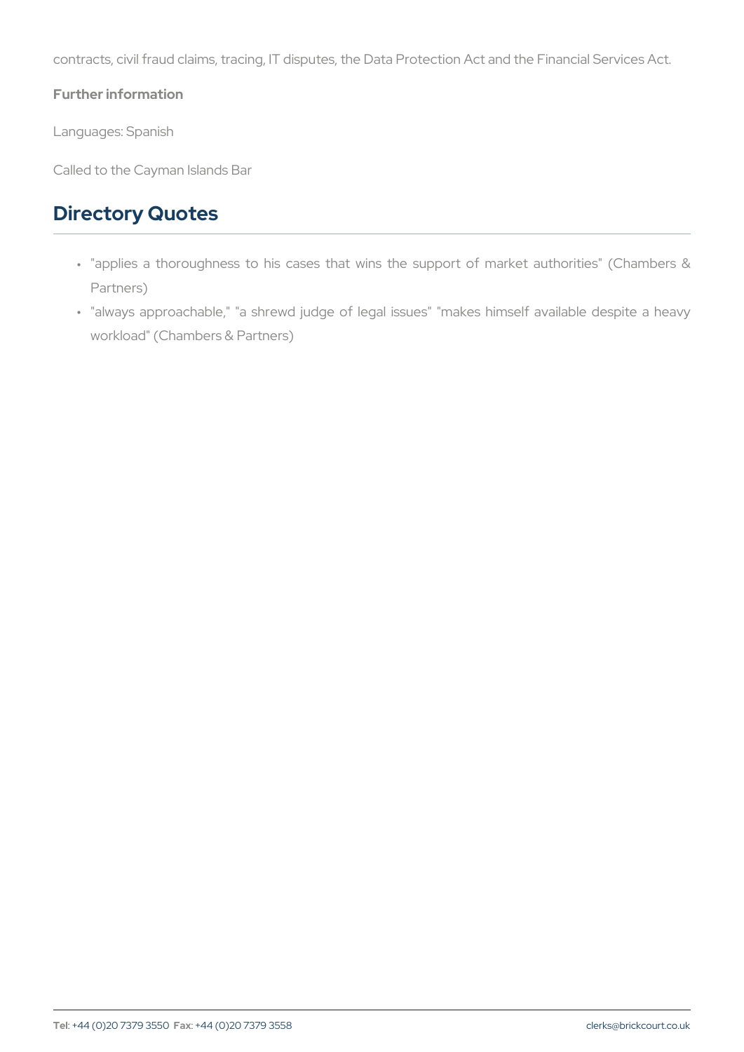contracts, civil fraud claims, tracing, IT disputes, the Data Protection Act and the Financial Services Act.

**Further information**

Languages: Spanish

Called to the Cayman Islands Bar

## Directory Quotes

- "applies a thoroughness to his cases that wins the support of market authorities" (Chambers & Partners)
- "always approachable," "a shrewd judge of legal issues" "makes himself available despite a heavy workload" (Chambers & Partners)